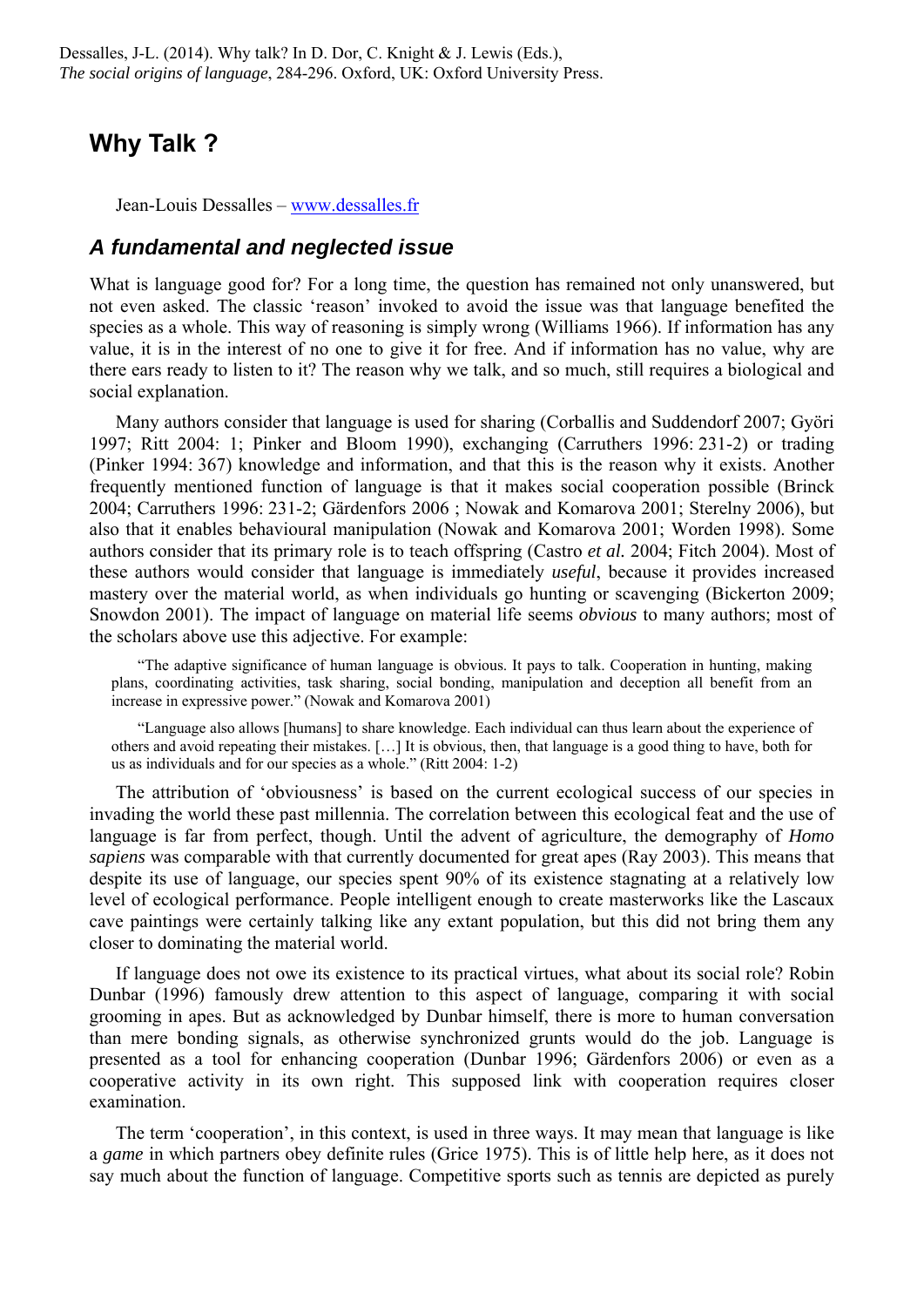Dessalles, J-L. (2014). Why talk? In D. Dor, C. Knight & J. Lewis (Eds.), *The social origins of language*, 284-296. Oxford, UK: Oxford University Press.

# Why Talk ?

Jean-Louis Dessalles – [www.dessalles.fr](http://www.dessalles.fr)

## *A fundamental and neglected issue*

What is language good for? For a long time, the question has remained not only unanswered, but not even asked. The classic 'reason' invoked to avoid the issue was that language benefited the species as a whole. This way of reasoning is simply wrong (Williams 1966). If information has any value, it is in the interest of no one to give it for free. And if information has no value, why are there ears ready to listen to it? The reason why we talk, and so much, still requires a biological and social explanation.

Many authors consider that language is used for sharing (Corballis and Suddendorf 2007; Györi 1997; Ritt 2004: 1; Pinker and Bloom 1990), exchanging (Carruthers 1996: 231-2) or trading (Pinker 1994: 367) knowledge and information, and that this is the reason why it exists. Another frequently mentioned function of language is that it makes social cooperation possible (Brinck 2004; Carruthers 1996: 231-2; Gärdenfors 2006 ; Nowak and Komarova 2001; Sterelny 2006), but also that it enables behavioural manipulation (Nowak and Komarova 2001; Worden 1998). Some authors consider that its primary role is to teach offspring (Castro *et al.* 2004; Fitch 2004). Most of these authors would consider that language is immediately *useful*, because it provides increased mastery over the material world, as when individuals go hunting or scavenging (Bickerton 2009; Snowdon 2001). The impact of language on material life seems *obvious* to many authors; most of the scholars above use this adjective. For example:

> "The adaptive significance of human language is obvious. It pays to talk. Cooperation in hunting, making plans, coordinating activities, task sharing, social bonding, manipulation and deception all benefit from an increase in expressive power." (Nowak and Komarova 2001)

> "Language also allows [humans] to share knowledge. Each individual can thus learn about the experience of others and avoid repeating their mistakes. […] It is obvious, then, that language is a good thing to have, both for us as individuals and for our species as a whole." (Ritt 2004: 1-2)

The attribution of 'obviousness' is based on the current ecological success of our species in invading the world these past millennia. The correlation between this ecological feat and the use of language is far from perfect, though. Until the advent of agriculture, the demography of *Homo sapiens* was comparable with that currently documented for great apes (Ray 2003). This means that despite its use of language, our species spent 90% of its existence stagnating at a relatively low level of ecological performance. People intelligent enough to create masterworks like the Lascaux cave paintings were certainly talking like any extant population, but this did not bring them any closer to dominating the material world.

If language does not owe its existence to its practical virtues, what about its social role? Robin Dunbar (1996) famously drew attention to this aspect of language, comparing it with social grooming in apes. But as acknowledged by Dunbar himself, there is more to human conversation than mere bonding signals, as otherwise synchronized grunts would do the job. Language is presented as a tool for enhancing cooperation (Dunbar 1996; Gärdenfors 2006) or even as a cooperative activity in its own right. This supposed link with cooperation requires closer examination.

The term 'cooperation', in this context, is used in three ways. It may mean that language is like a *game* in which partners obey definite rules (Grice 1975). This is of little help here, as it does not say much about the function of language. Competitive sports such as tennis are depicted as purely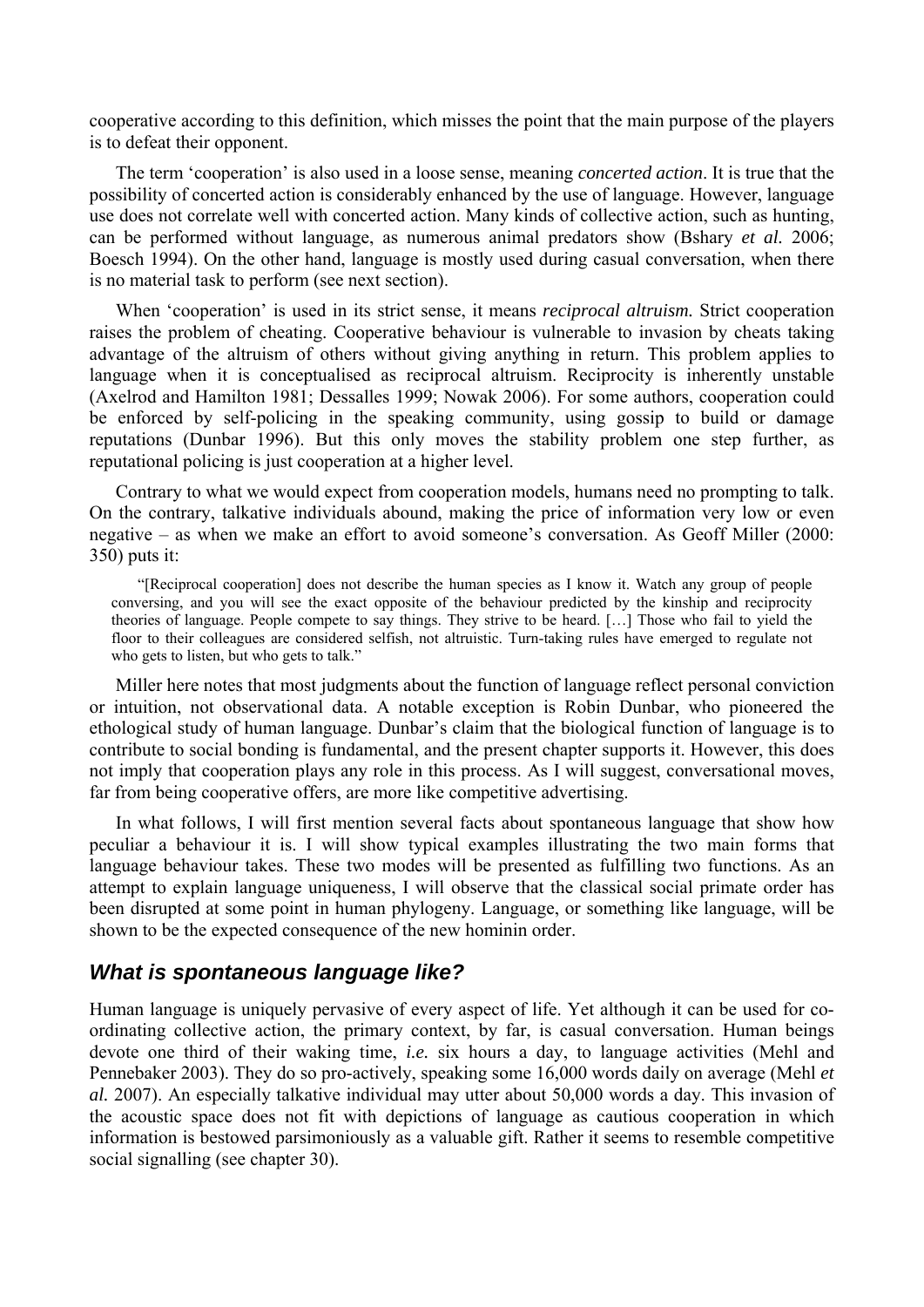cooperative according to this definition, which misses the point that the main purpose of the players is to defeat their opponent.

The term 'cooperation' is also used in a loose sense, meaning *concerted action*. It is true that the possibility of concerted action is considerably enhanced by the use of language. However, language use does not correlate well with concerted action. Many kinds of collective action, such as hunting, can be performed without language, as numerous animal predators show (Bshary *et al.* 2006; Boesch 1994). On the other hand, language is mostly used during casual conversation, when there is no material task to perform (see next section).

When 'cooperation' is used in its strict sense, it means *reciprocal altruism.* Strict cooperation raises the problem of cheating. Cooperative behaviour is vulnerable to invasion by cheats taking advantage of the altruism of others without giving anything in return. This problem applies to language when it is conceptualised as reciprocal altruism. Reciprocity is inherently unstable (Axelrod and Hamilton 1981; Dessalles 1999; Nowak 2006). For some authors, cooperation could be enforced by self-policing in the speaking community, using gossip to build or damage reputations (Dunbar 1996). But this only moves the stability problem one step further, as reputational policing is just cooperation at a higher level.

Contrary to what we would expect from cooperation models, humans need no prompting to talk. On the contrary, talkative individuals abound, making the price of information very low or even negative – as when we make an effort to avoid someone's conversation. As Geoff Miller (2000: 350) puts it:

> "[Reciprocal cooperation] does not describe the human species as I know it. Watch any group of people conversing, and you will see the exact opposite of the behaviour predicted by the kinship and reciprocity theories of language. People compete to say things. They strive to be heard. […] Those who fail to yield the floor to their colleagues are considered selfish, not altruistic. Turn-taking rules have emerged to regulate not who gets to listen, but who gets to talk."

Miller here notes that most judgments about the function of language reflect personal conviction or intuition, not observational data. A notable exception is Robin Dunbar, who pioneered the ethological study of human language. Dunbar's claim that the biological function of language is to contribute to social bonding is fundamental, and the present chapter supports it. However, this does not imply that cooperation plays any role in this process. As I will suggest, conversational moves, far from being cooperative offers, are more like competitive advertising.

In what follows, I will first mention several facts about spontaneous language that show how peculiar a behaviour it is. I will show typical examples illustrating the two main forms that language behaviour takes. These two modes will be presented as fulfilling two functions. As an attempt to explain language uniqueness, I will observe that the classical social primate order has been disrupted at some point in human phylogeny. Language, or something like language, will be shown to be the expected consequence of the new hominin order.

## *What is spontaneous language like?*

Human language is uniquely pervasive of every aspect of life. Yet although it can be used for co-ordinating collective action, the primary context, by far, is casual conversation. Human beings devote one third of their waking time, *i.e.* six hours a day, to language activities (Mehl and Pennebaker 2003). They do so pro-actively, speaking some 16,000 words daily on average (Mehl *et al.* 2007). An especially talkative individual may utter about 50,000 words a day. This invasion of the acoustic space does not fit with depictions of language as cautious cooperation in which information is bestowed parsimoniously as a valuable gift. Rather it seems to resemble competitive social signalling (see chapter 30).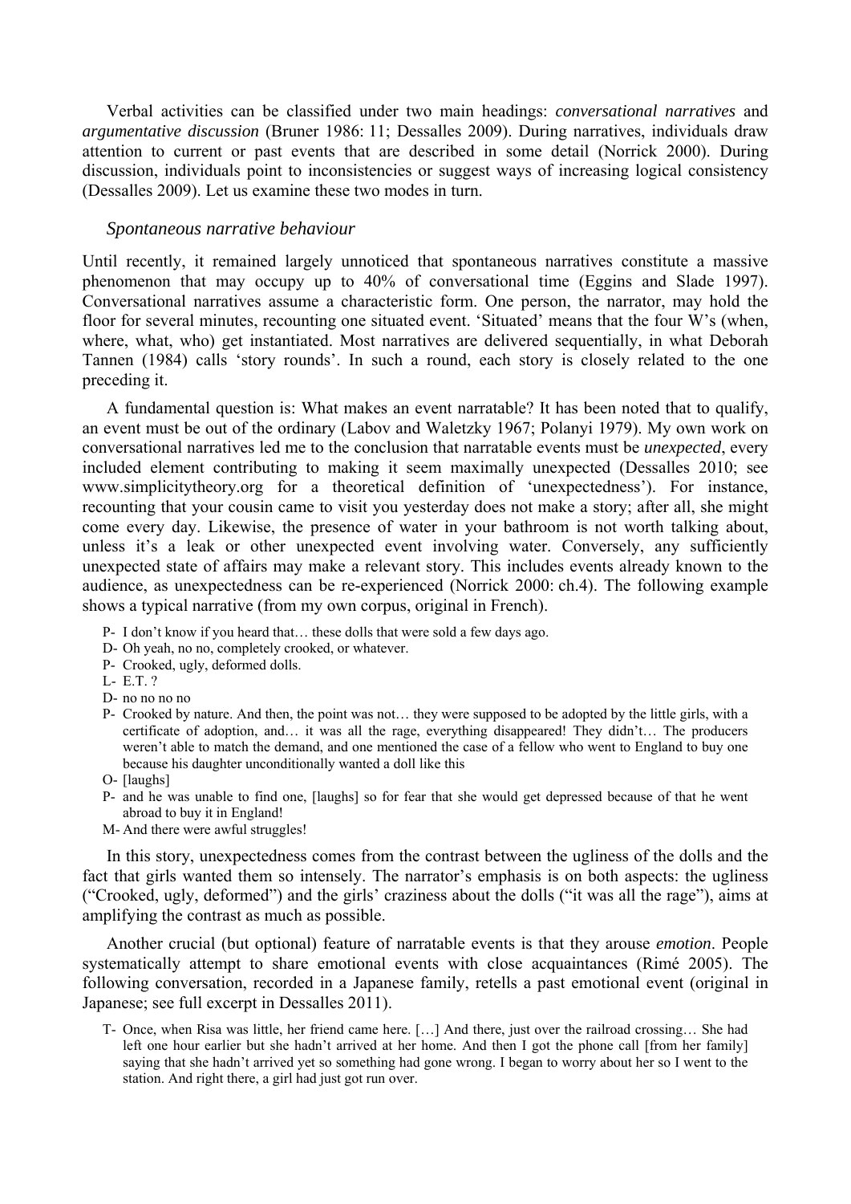Verbal activities can be classified under two main headings: *conversational narratives* and *argumentative discussion* (Bruner 1986: 11; Dessalles 2009). During narratives, individuals draw attention to current or past events that are described in some detail (Norrick 2000). During discussion, individuals point to inconsistencies or suggest ways of increasing logical consistency (Dessalles 2009). Let us examine these two modes in turn.

### *Spontaneous narrative behaviour*

Until recently, it remained largely unnoticed that spontaneous narratives constitute a massive phenomenon that may occupy up to 40% of conversational time (Eggins and Slade 1997). Conversational narratives assume a characteristic form. One person, the narrator, may hold the floor for several minutes, recounting one situated event. 'Situated' means that the four W's (when, where, what, who) get instantiated. Most narratives are delivered sequentially, in what Deborah Tannen (1984) calls 'story rounds'. In such a round, each story is closely related to the one preceding it.

A fundamental question is: What makes an event narratable? It has been noted that to qualify, an event must be out of the ordinary (Labov and Waletzky 1967; Polanyi 1979). My own work on conversational narratives led me to the conclusion that narratable events must be *unexpected*, every included element contributing to making it seem maximally unexpected (Dessalles 2010; see www.simplicitytheory.org for a theoretical definition of 'unexpectedness'). For instance, recounting that your cousin came to visit you yesterday does not make a story; after all, she might come every day. Likewise, the presence of water in your bathroom is not worth talking about, unless it's a leak or other unexpected event involving water. Conversely, any sufficiently unexpected state of affairs may make a relevant story. This includes events already known to the audience, as unexpectedness can be re-experienced (Norrick 2000: ch.4). The following example shows a typical narrative (from my own corpus, original in French).

P- I don't know if you heard that… these dolls that were sold a few days ago.
D- Oh yeah, no no, completely crooked, or whatever.
P- Crooked, ugly, deformed dolls.
L- E.T. ?
D- no no no no
P- Crooked by nature. And then, the point was not… they were supposed to be adopted by the little girls, with a certificate of adoption, and… it was all the rage, everything disappeared! They didn't… The producers weren't able to match the demand, and one mentioned the case of a fellow who went to England to buy one because his daughter unconditionally wanted a doll like this
O- [laughs]
P- and he was unable to find one, [laughs] so for fear that she would get depressed because of that he went abroad to buy it in England!
M- And there were awful struggles!

In this story, unexpectedness comes from the contrast between the ugliness of the dolls and the fact that girls wanted them so intensely. The narrator's emphasis is on both aspects: the ugliness ("Crooked, ugly, deformed") and the girls' craziness about the dolls ("it was all the rage"), aims at amplifying the contrast as much as possible.

Another crucial (but optional) feature of narratable events is that they arouse *emotion*. People systematically attempt to share emotional events with close acquaintances (Rimé 2005). The following conversation, recorded in a Japanese family, retells a past emotional event (original in Japanese; see full excerpt in Dessalles 2011).

T- Once, when Risa was little, her friend came here. […] And there, just over the railroad crossing… She had left one hour earlier but she hadn't arrived at her home. And then I got the phone call [from her family] saying that she hadn't arrived yet so something had gone wrong. I began to worry about her so I went to the station. And right there, a girl had just got run over.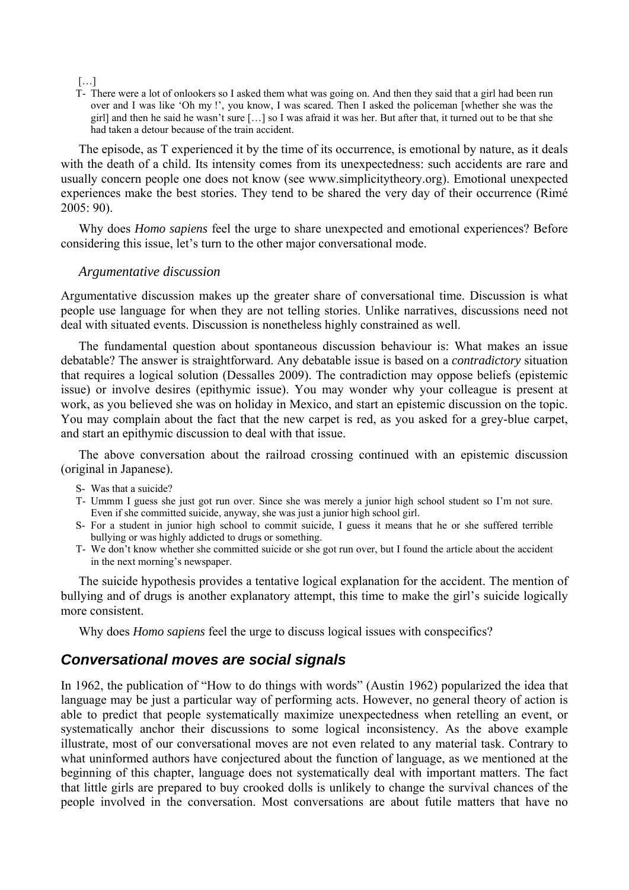[…]

- T- There were a lot of onlookers so I asked them what was going on. And then they said that a girl had been run over and I was like 'Oh my !', you know, I was scared. Then I asked the policeman [whether she was the girl] and then he said he wasn't sure […] so I was afraid it was her. But after that, it turned out to be that she had taken a detour because of the train accident.

The episode, as T experienced it by the time of its occurrence, is emotional by nature, as it deals with the death of a child. Its intensity comes from its unexpectedness: such accidents are rare and usually concern people one does not know (see www.simplicitytheory.org). Emotional unexpected experiences make the best stories. They tend to be shared the very day of their occurrence (Rimé 2005: 90).

Why does *Homo sapiens* feel the urge to share unexpected and emotional experiences? Before considering this issue, let's turn to the other major conversational mode.

### *Argumentative discussion*

Argumentative discussion makes up the greater share of conversational time. Discussion is what people use language for when they are not telling stories. Unlike narratives, discussions need not deal with situated events. Discussion is nonetheless highly constrained as well.

The fundamental question about spontaneous discussion behaviour is: What makes an issue debatable? The answer is straightforward. Any debatable issue is based on a *contradictory* situation that requires a logical solution (Dessalles 2009). The contradiction may oppose beliefs (epistemic issue) or involve desires (epithymic issue). You may wonder why your colleague is present at work, as you believed she was on holiday in Mexico, and start an epistemic discussion on the topic. You may complain about the fact that the new carpet is red, as you asked for a grey-blue carpet, and start an epithymic discussion to deal with that issue.

The above conversation about the railroad crossing continued with an epistemic discussion (original in Japanese).

- S- Was that a suicide?
- T- Ummm I guess she just got run over. Since she was merely a junior high school student so I'm not sure. Even if she committed suicide, anyway, she was just a junior high school girl.
- S- For a student in junior high school to commit suicide, I guess it means that he or she suffered terrible bullying or was highly addicted to drugs or something.
- T- We don't know whether she committed suicide or she got run over, but I found the article about the accident in the next morning's newspaper.

The suicide hypothesis provides a tentative logical explanation for the accident. The mention of bullying and of drugs is another explanatory attempt, this time to make the girl's suicide logically more consistent.

Why does *Homo sapiens* feel the urge to discuss logical issues with conspecifics?

## *Conversational moves are social signals*

In 1962, the publication of "How to do things with words" (Austin 1962) popularized the idea that language may be just a particular way of performing acts. However, no general theory of action is able to predict that people systematically maximize unexpectedness when retelling an event, or systematically anchor their discussions to some logical inconsistency. As the above example illustrate, most of our conversational moves are not even related to any material task. Contrary to what uninformed authors have conjectured about the function of language, as we mentioned at the beginning of this chapter, language does not systematically deal with important matters. The fact that little girls are prepared to buy crooked dolls is unlikely to change the survival chances of the people involved in the conversation. Most conversations are about futile matters that have no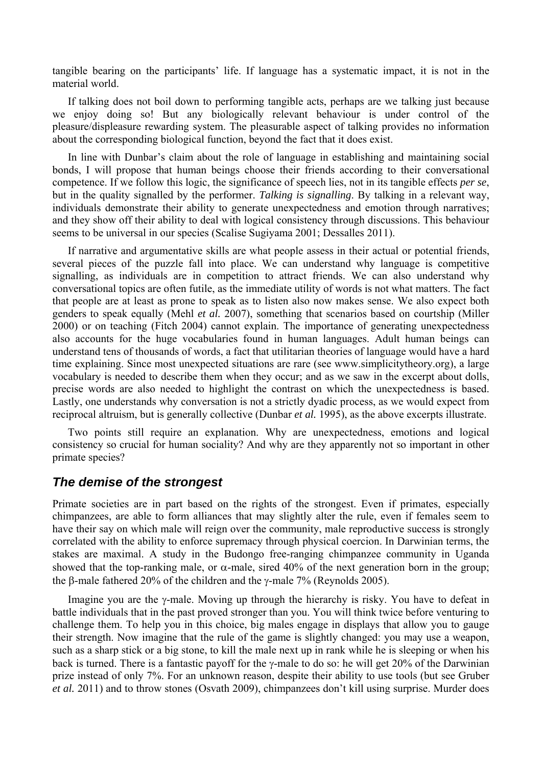tangible bearing on the participants' life. If language has a systematic impact, it is not in the material world.

If talking does not boil down to performing tangible acts, perhaps are we talking just because we enjoy doing so! But any biologically relevant behaviour is under control of the pleasure/displeasure rewarding system. The pleasurable aspect of talking provides no information about the corresponding biological function, beyond the fact that it does exist.

In line with Dunbar's claim about the role of language in establishing and maintaining social bonds, I will propose that human beings choose their friends according to their conversational competence. If we follow this logic, the significance of speech lies, not in its tangible effects *per se*, but in the quality signalled by the performer. *Talking is signalling*. By talking in a relevant way, individuals demonstrate their ability to generate unexpectedness and emotion through narratives; and they show off their ability to deal with logical consistency through discussions. This behaviour seems to be universal in our species (Scalise Sugiyama 2001; Dessalles 2011).

If narrative and argumentative skills are what people assess in their actual or potential friends, several pieces of the puzzle fall into place. We can understand why language is competitive signalling, as individuals are in competition to attract friends. We can also understand why conversational topics are often futile, as the immediate utility of words is not what matters. The fact that people are at least as prone to speak as to listen also now makes sense. We also expect both genders to speak equally (Mehl *et al.* 2007), something that scenarios based on courtship (Miller 2000) or on teaching (Fitch 2004) cannot explain. The importance of generating unexpectedness also accounts for the huge vocabularies found in human languages. Adult human beings can understand tens of thousands of words, a fact that utilitarian theories of language would have a hard time explaining. Since most unexpected situations are rare (see www.simplicitytheory.org), a large vocabulary is needed to describe them when they occur; and as we saw in the excerpt about dolls, precise words are also needed to highlight the contrast on which the unexpectedness is based. Lastly, one understands why conversation is not a strictly dyadic process, as we would expect from reciprocal altruism, but is generally collective (Dunbar *et al.* 1995), as the above excerpts illustrate.

Two points still require an explanation. Why are unexpectedness, emotions and logical consistency so crucial for human sociality? And why are they apparently not so important in other primate species?

## *The demise of the strongest*

Primate societies are in part based on the rights of the strongest. Even if primates, especially chimpanzees, are able to form alliances that may slightly alter the rule, even if females seem to have their say on which male will reign over the community, male reproductive success is strongly correlated with the ability to enforce supremacy through physical coercion. In Darwinian terms, the stakes are maximal. A study in the Budongo free-ranging chimpanzee community in Uganda showed that the top-ranking male, or $\alpha$-male, sired 40% of the next generation born in the group; the $\beta$-male fathered 20% of the children and the $\gamma$-male 7% (Reynolds 2005).

Imagine you are the $\gamma$-male. Moving up through the hierarchy is risky. You have to defeat in battle individuals that in the past proved stronger than you. You will think twice before venturing to challenge them. To help you in this choice, big males engage in displays that allow you to gauge their strength. Now imagine that the rule of the game is slightly changed: you may use a weapon, such as a sharp stick or a big stone, to kill the male next up in rank while he is sleeping or when his back is turned. There is a fantastic payoff for the $\gamma$-male to do so: he will get 20% of the Darwinian prize instead of only 7%. For an unknown reason, despite their ability to use tools (but see Gruber *et al.* 2011) and to throw stones (Osvath 2009), chimpanzees don't kill using surprise. Murder does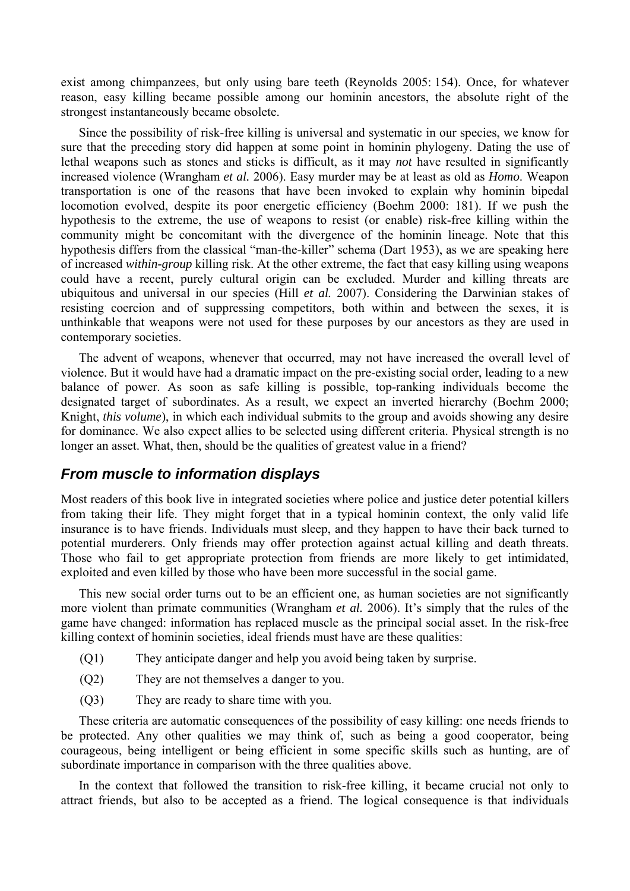exist among chimpanzees, but only using bare teeth (Reynolds 2005: 154). Once, for whatever reason, easy killing became possible among our hominin ancestors, the absolute right of the strongest instantaneously became obsolete.

Since the possibility of risk-free killing is universal and systematic in our species, we know for sure that the preceding story did happen at some point in hominin phylogeny. Dating the use of lethal weapons such as stones and sticks is difficult, as it may *not* have resulted in significantly increased violence (Wrangham *et al.* 2006). Easy murder may be at least as old as *Homo*. Weapon transportation is one of the reasons that have been invoked to explain why hominin bipedal locomotion evolved, despite its poor energetic efficiency (Boehm 2000: 181). If we push the hypothesis to the extreme, the use of weapons to resist (or enable) risk-free killing within the community might be concomitant with the divergence of the hominin lineage. Note that this hypothesis differs from the classical "man-the-killer" schema (Dart 1953), as we are speaking here of increased *within-group* killing risk. At the other extreme, the fact that easy killing using weapons could have a recent, purely cultural origin can be excluded. Murder and killing threats are ubiquitous and universal in our species (Hill *et al.* 2007). Considering the Darwinian stakes of resisting coercion and of suppressing competitors, both within and between the sexes, it is unthinkable that weapons were not used for these purposes by our ancestors as they are used in contemporary societies.

The advent of weapons, whenever that occurred, may not have increased the overall level of violence. But it would have had a dramatic impact on the pre-existing social order, leading to a new balance of power. As soon as safe killing is possible, top-ranking individuals become the designated target of subordinates. As a result, we expect an inverted hierarchy (Boehm 2000; Knight, *this volume*), in which each individual submits to the group and avoids showing any desire for dominance. We also expect allies to be selected using different criteria. Physical strength is no longer an asset. What, then, should be the qualities of greatest value in a friend?

## *From muscle to information displays*

Most readers of this book live in integrated societies where police and justice deter potential killers from taking their life. They might forget that in a typical hominin context, the only valid life insurance is to have friends. Individuals must sleep, and they happen to have their back turned to potential murderers. Only friends may offer protection against actual killing and death threats. Those who fail to get appropriate protection from friends are more likely to get intimidated, exploited and even killed by those who have been more successful in the social game.

This new social order turns out to be an efficient one, as human societies are not significantly more violent than primate communities (Wrangham *et al.* 2006). It's simply that the rules of the game have changed: information has replaced muscle as the principal social asset. In the risk-free killing context of hominin societies, ideal friends must have are these qualities:

(Q1) They anticipate danger and help you avoid being taken by surprise.

(Q2) They are not themselves a danger to you.

(Q3) They are ready to share time with you.

These criteria are automatic consequences of the possibility of easy killing: one needs friends to be protected. Any other qualities we may think of, such as being a good cooperator, being courageous, being intelligent or being efficient in some specific skills such as hunting, are of subordinate importance in comparison with the three qualities above.

In the context that followed the transition to risk-free killing, it became crucial not only to attract friends, but also to be accepted as a friend. The logical consequence is that individuals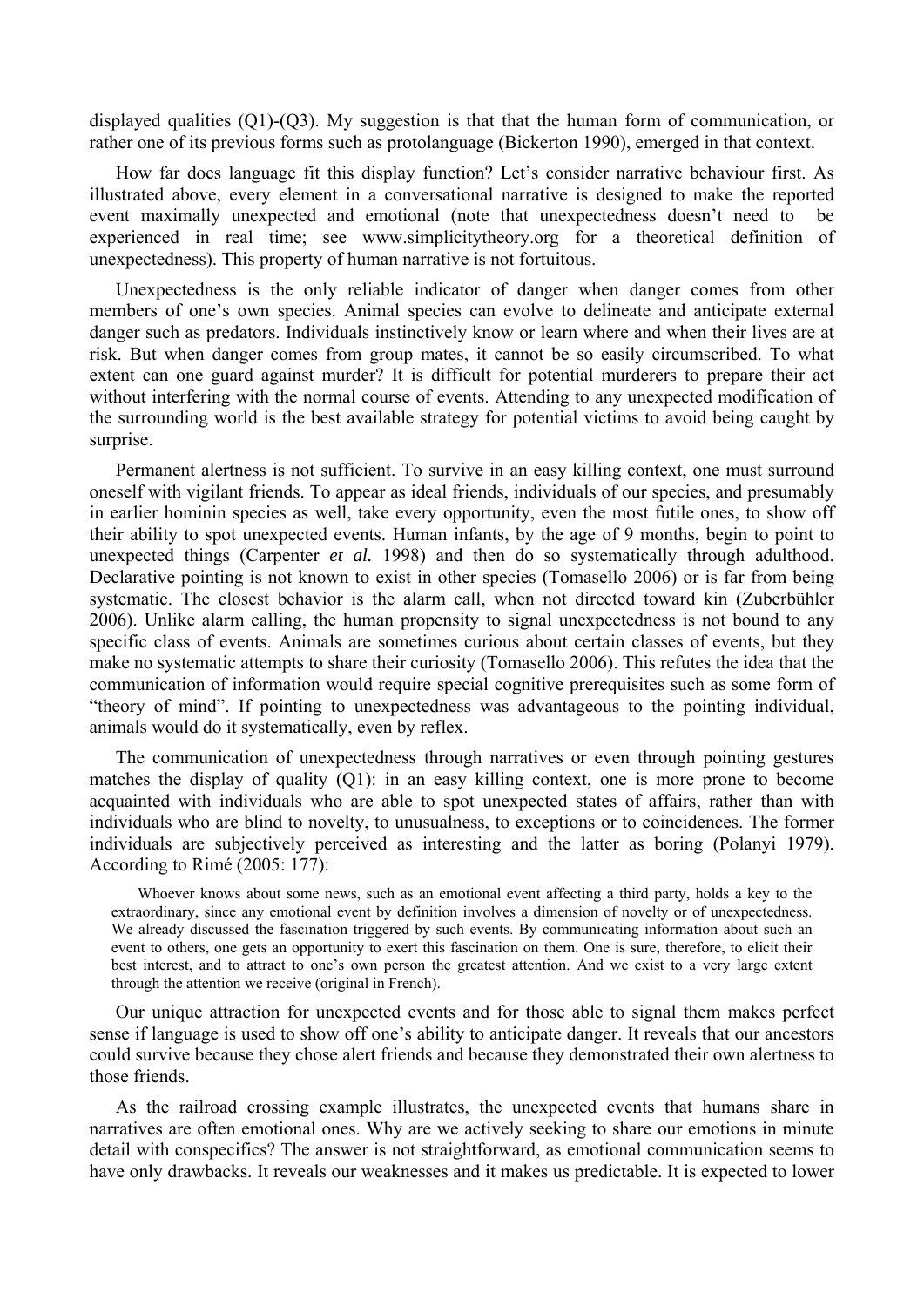displayed qualities (Q1)-(Q3). My suggestion is that that the human form of communication, or rather one of its previous forms such as protolanguage (Bickerton 1990), emerged in that context.

How far does language fit this display function? Let's consider narrative behaviour first. As illustrated above, every element in a conversational narrative is designed to make the reported event maximally unexpected and emotional (note that unexpectedness doesn't need to be experienced in real time; see www.simplicitytheory.org for a theoretical definition of unexpectedness). This property of human narrative is not fortuitous.

Unexpectedness is the only reliable indicator of danger when danger comes from other members of one's own species. Animal species can evolve to delineate and anticipate external danger such as predators. Individuals instinctively know or learn where and when their lives are at risk. But when danger comes from group mates, it cannot be so easily circumscribed. To what extent can one guard against murder? It is difficult for potential murderers to prepare their act without interfering with the normal course of events. Attending to any unexpected modification of the surrounding world is the best available strategy for potential victims to avoid being caught by surprise.

Permanent alertness is not sufficient. To survive in an easy killing context, one must surround oneself with vigilant friends. To appear as ideal friends, individuals of our species, and presumably in earlier hominin species as well, take every opportunity, even the most futile ones, to show off their ability to spot unexpected events. Human infants, by the age of 9 months, begin to point to unexpected things (Carpenter *et al.* 1998) and then do so systematically through adulthood. Declarative pointing is not known to exist in other species (Tomasello 2006) or is far from being systematic. The closest behavior is the alarm call, when not directed toward kin (Zuberbühler 2006). Unlike alarm calling, the human propensity to signal unexpectedness is not bound to any specific class of events. Animals are sometimes curious about certain classes of events, but they make no systematic attempts to share their curiosity (Tomasello 2006). This refutes the idea that the communication of information would require special cognitive prerequisites such as some form of "theory of mind". If pointing to unexpectedness was advantageous to the pointing individual, animals would do it systematically, even by reflex.

The communication of unexpectedness through narratives or even through pointing gestures matches the display of quality (Q1): in an easy killing context, one is more prone to become acquainted with individuals who are able to spot unexpected states of affairs, rather than with individuals who are blind to novelty, to unusualness, to exceptions or to coincidences. The former individuals are subjectively perceived as interesting and the latter as boring (Polanyi 1979). According to Rimé (2005: 177):

> Whoever knows about some news, such as an emotional event affecting a third party, holds a key to the extraordinary, since any emotional event by definition involves a dimension of novelty or of unexpectedness. We already discussed the fascination triggered by such events. By communicating information about such an event to others, one gets an opportunity to exert this fascination on them. One is sure, therefore, to elicit their best interest, and to attract to one's own person the greatest attention. And we exist to a very large extent through the attention we receive (original in French).

Our unique attraction for unexpected events and for those able to signal them makes perfect sense if language is used to show off one's ability to anticipate danger. It reveals that our ancestors could survive because they chose alert friends and because they demonstrated their own alertness to those friends.

As the railroad crossing example illustrates, the unexpected events that humans share in narratives are often emotional ones. Why are we actively seeking to share our emotions in minute detail with conspecifics? The answer is not straightforward, as emotional communication seems to have only drawbacks. It reveals our weaknesses and it makes us predictable. It is expected to lower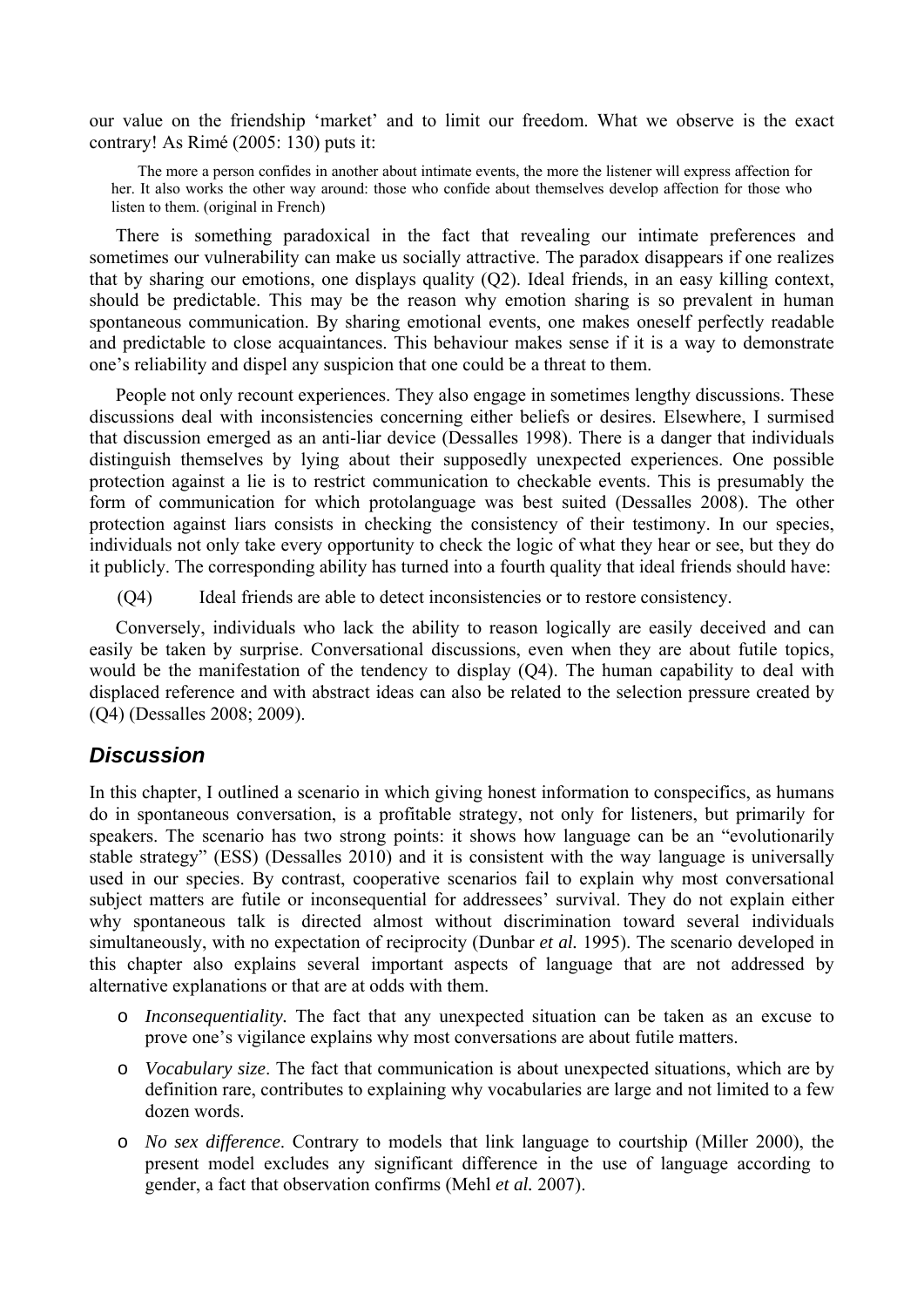our value on the friendship 'market' and to limit our freedom. What we observe is the exact contrary! As Rimé (2005: 130) puts it:

> The more a person confides in another about intimate events, the more the listener will express affection for her. It also works the other way around: those who confide about themselves develop affection for those who listen to them. (original in French)

There is something paradoxical in the fact that revealing our intimate preferences and sometimes our vulnerability can make us socially attractive. The paradox disappears if one realizes that by sharing our emotions, one displays quality (Q2). Ideal friends, in an easy killing context, should be predictable. This may be the reason why emotion sharing is so prevalent in human spontaneous communication. By sharing emotional events, one makes oneself perfectly readable and predictable to close acquaintances. This behaviour makes sense if it is a way to demonstrate one's reliability and dispel any suspicion that one could be a threat to them.

People not only recount experiences. They also engage in sometimes lengthy discussions. These discussions deal with inconsistencies concerning either beliefs or desires. Elsewhere, I surmised that discussion emerged as an anti-liar device (Dessalles 1998). There is a danger that individuals distinguish themselves by lying about their supposedly unexpected experiences. One possible protection against a lie is to restrict communication to checkable events. This is presumably the form of communication for which protolanguage was best suited (Dessalles 2008). The other protection against liars consists in checking the consistency of their testimony. In our species, individuals not only take every opportunity to check the logic of what they hear or see, but they do it publicly. The corresponding ability has turned into a fourth quality that ideal friends should have:

(Q4) Ideal friends are able to detect inconsistencies or to restore consistency.

Conversely, individuals who lack the ability to reason logically are easily deceived and can easily be taken by surprise. Conversational discussions, even when they are about futile topics, would be the manifestation of the tendency to display (Q4). The human capability to deal with displaced reference and with abstract ideas can also be related to the selection pressure created by (Q4) (Dessalles 2008; 2009).

## *Discussion*

In this chapter, I outlined a scenario in which giving honest information to conspecifics, as humans do in spontaneous conversation, is a profitable strategy, not only for listeners, but primarily for speakers. The scenario has two strong points: it shows how language can be an "evolutionarily stable strategy" (ESS) (Dessalles 2010) and it is consistent with the way language is universally used in our species. By contrast, cooperative scenarios fail to explain why most conversational subject matters are futile or inconsequential for addressees' survival. They do not explain either why spontaneous talk is directed almost without discrimination toward several individuals simultaneously, with no expectation of reciprocity (Dunbar *et al.* 1995). The scenario developed in this chapter also explains several important aspects of language that are not addressed by alternative explanations or that are at odds with them.

- *Inconsequentiality.* The fact that any unexpected situation can be taken as an excuse to prove one's vigilance explains why most conversations are about futile matters.
- *Vocabulary size*. The fact that communication is about unexpected situations, which are by definition rare, contributes to explaining why vocabularies are large and not limited to a few dozen words.
- *No sex difference*. Contrary to models that link language to courtship (Miller 2000), the present model excludes any significant difference in the use of language according to gender, a fact that observation confirms (Mehl *et al.* 2007).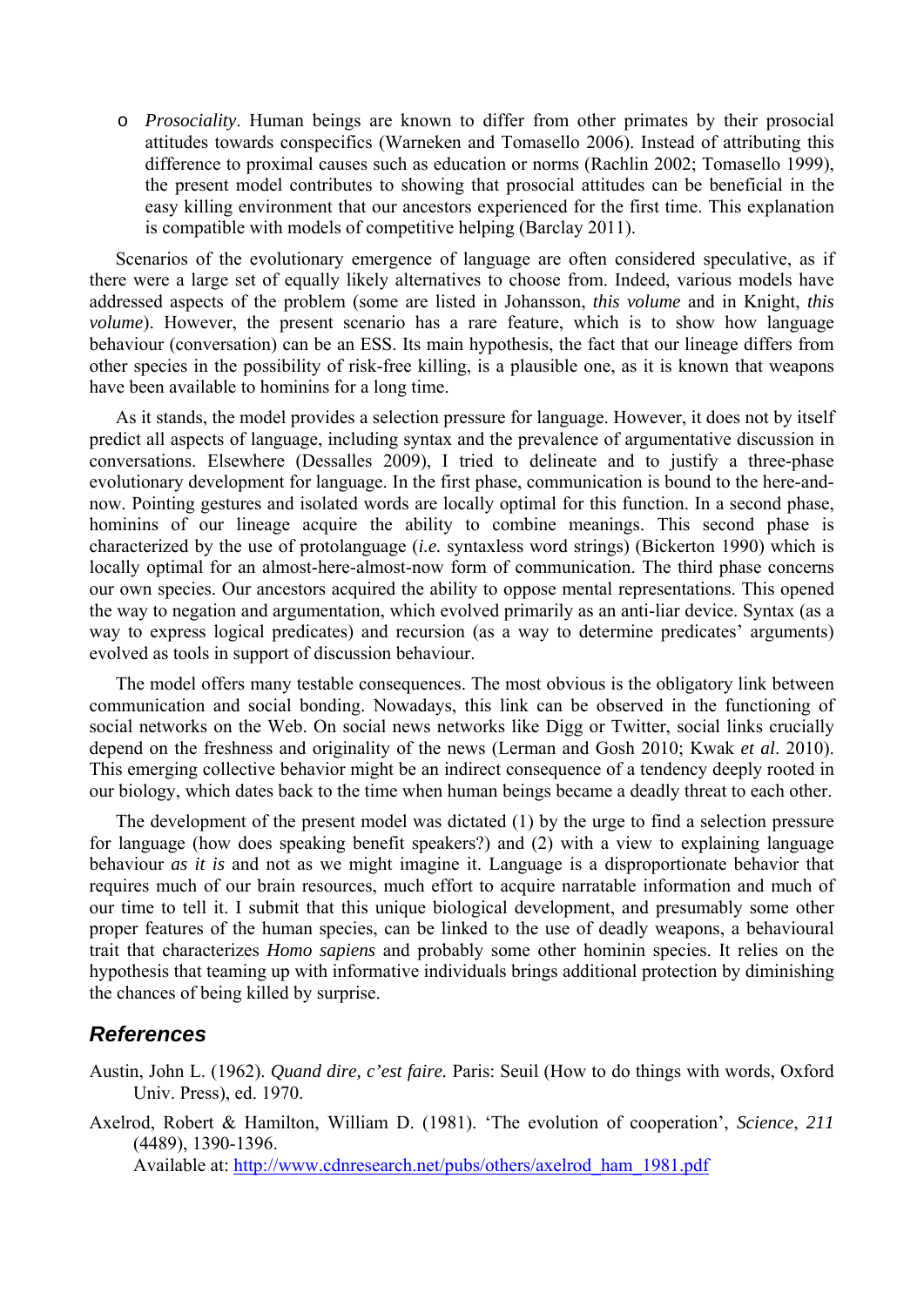- *Prosociality*. Human beings are known to differ from other primates by their prosocial attitudes towards conspecifics (Warneken and Tomasello 2006). Instead of attributing this difference to proximal causes such as education or norms (Rachlin 2002; Tomasello 1999), the present model contributes to showing that prosocial attitudes can be beneficial in the easy killing environment that our ancestors experienced for the first time. This explanation is compatible with models of competitive helping (Barclay 2011).

Scenarios of the evolutionary emergence of language are often considered speculative, as if there were a large set of equally likely alternatives to choose from. Indeed, various models have addressed aspects of the problem (some are listed in Johansson, *this volume* and in Knight, *this volume*). However, the present scenario has a rare feature, which is to show how language behaviour (conversation) can be an ESS. Its main hypothesis, the fact that our lineage differs from other species in the possibility of risk-free killing, is a plausible one, as it is known that weapons have been available to hominins for a long time.

As it stands, the model provides a selection pressure for language. However, it does not by itself predict all aspects of language, including syntax and the prevalence of argumentative discussion in conversations. Elsewhere (Dessalles 2009), I tried to delineate and to justify a three-phase evolutionary development for language. In the first phase, communication is bound to the here-and-now. Pointing gestures and isolated words are locally optimal for this function. In a second phase, hominins of our lineage acquire the ability to combine meanings. This second phase is characterized by the use of protolanguage (*i.e.* syntaxless word strings) (Bickerton 1990) which is locally optimal for an almost-here-almost-now form of communication. The third phase concerns our own species. Our ancestors acquired the ability to oppose mental representations. This opened the way to negation and argumentation, which evolved primarily as an anti-liar device. Syntax (as a way to express logical predicates) and recursion (as a way to determine predicates' arguments) evolved as tools in support of discussion behaviour.

The model offers many testable consequences. The most obvious is the obligatory link between communication and social bonding. Nowadays, this link can be observed in the functioning of social networks on the Web. On social news networks like Digg or Twitter, social links crucially depend on the freshness and originality of the news (Lerman and Gosh 2010; Kwak *et al*. 2010). This emerging collective behavior might be an indirect consequence of a tendency deeply rooted in our biology, which dates back to the time when human beings became a deadly threat to each other.

The development of the present model was dictated (1) by the urge to find a selection pressure for language (how does speaking benefit speakers?) and (2) with a view to explaining language behaviour *as it is* and not as we might imagine it. Language is a disproportionate behavior that requires much of our brain resources, much effort to acquire narratable information and much of our time to tell it. I submit that this unique biological development, and presumably some other proper features of the human species, can be linked to the use of deadly weapons, a behavioural trait that characterizes *Homo sapiens* and probably some other hominin species. It relies on the hypothesis that teaming up with informative individuals brings additional protection by diminishing the chances of being killed by surprise.

## References

Austin, John L. (1962). *Quand dire, c'est faire.* Paris: Seuil (How to do things with words, Oxford Univ. Press), ed. 1970.

Axelrod, Robert & Hamilton, William D. (1981). 'The evolution of cooperation', *Science*, *211* (4489), 1390-1396.
Available at: http://www.cdnresearch.net/pubs/others/axelrod_ham_1981.pdf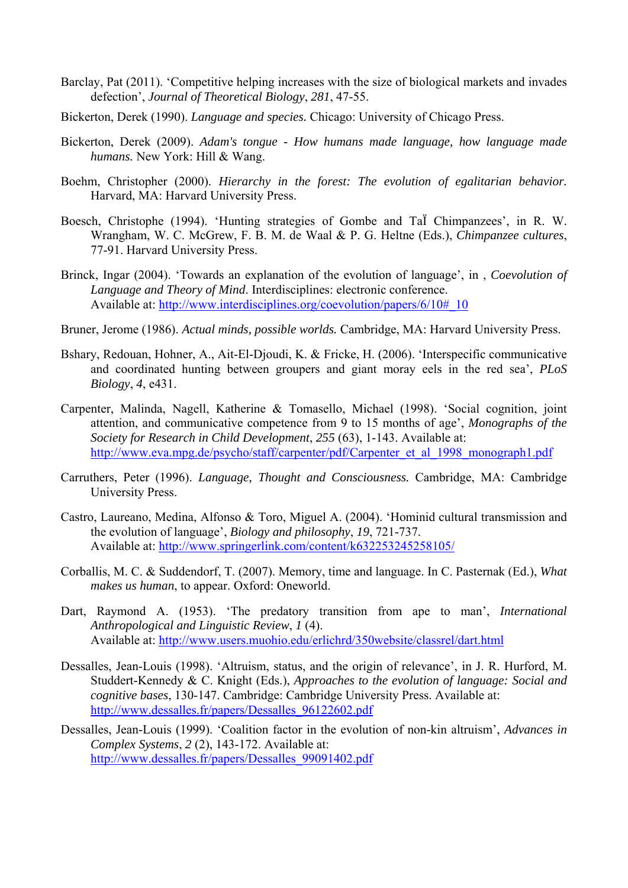Barclay, Pat (2011). 'Competitive helping increases with the size of biological markets and invades defection', *Journal of Theoretical Biology*, *281*, 47-55.

Bickerton, Derek (1990). *Language and species.* Chicago: University of Chicago Press.

Bickerton, Derek (2009). *Adam's tongue - How humans made language, how language made humans.* New York: Hill & Wang.

Boehm, Christopher (2000). *Hierarchy in the forest: The evolution of egalitarian behavior.* Harvard, MA: Harvard University Press.

Boesch, Christophe (1994). 'Hunting strategies of Gombe and TaÏ Chimpanzees', in R. W. Wrangham, W. C. McGrew, F. B. M. de Waal & P. G. Heltne (Eds.), *Chimpanzee cultures*, 77-91. Harvard University Press.

Brinck, Ingar (2004). 'Towards an explanation of the evolution of language', in , *Coevolution of Language and Theory of Mind*. Interdisciplines: electronic conference. Available at: http://www.interdisciplines.org/coevolution/papers/6/10#_10

Bruner, Jerome (1986). *Actual minds, possible worlds.* Cambridge, MA: Harvard University Press.

Bshary, Redouan, Hohner, A., Ait-El-Djoudi, K. & Fricke, H. (2006). 'Interspecific communicative and coordinated hunting between groupers and giant moray eels in the red sea', *PLoS Biology*, *4*, e431.

Carpenter, Malinda, Nagell, Katherine & Tomasello, Michael (1998). 'Social cognition, joint attention, and communicative competence from 9 to 15 months of age', *Monographs of the Society for Research in Child Development*, *255* (63), 1-143. Available at: http://www.eva.mpg.de/psycho/staff/carpenter/pdf/Carpenter_et_al_1998_monograph1.pdf

Carruthers, Peter (1996). *Language, Thought and Consciousness.* Cambridge, MA: Cambridge University Press.

Castro, Laureano, Medina, Alfonso & Toro, Miguel A. (2004). 'Hominid cultural transmission and the evolution of language', *Biology and philosophy*, *19*, 721-737. Available at: http://www.springerlink.com/content/k632253245258105/

Corballis, M. C. & Suddendorf, T. (2007). Memory, time and language. In C. Pasternak (Ed.), *What makes us human*, to appear. Oxford: Oneworld.

Dart, Raymond A. (1953). 'The predatory transition from ape to man', *International Anthropological and Linguistic Review*, *1* (4). Available at: http://www.users.muohio.edu/erlichrd/350website/classrel/dart.html

Dessalles, Jean-Louis (1998). 'Altruism, status, and the origin of relevance', in J. R. Hurford, M. Studdert-Kennedy & C. Knight (Eds.), *Approaches to the evolution of language: Social and cognitive bases*, 130-147. Cambridge: Cambridge University Press. Available at: http://www.dessalles.fr/papers/Dessalles_96122602.pdf

Dessalles, Jean-Louis (1999). 'Coalition factor in the evolution of non-kin altruism', *Advances in Complex Systems*, *2* (2), 143-172. Available at: http://www.dessalles.fr/papers/Dessalles_99091402.pdf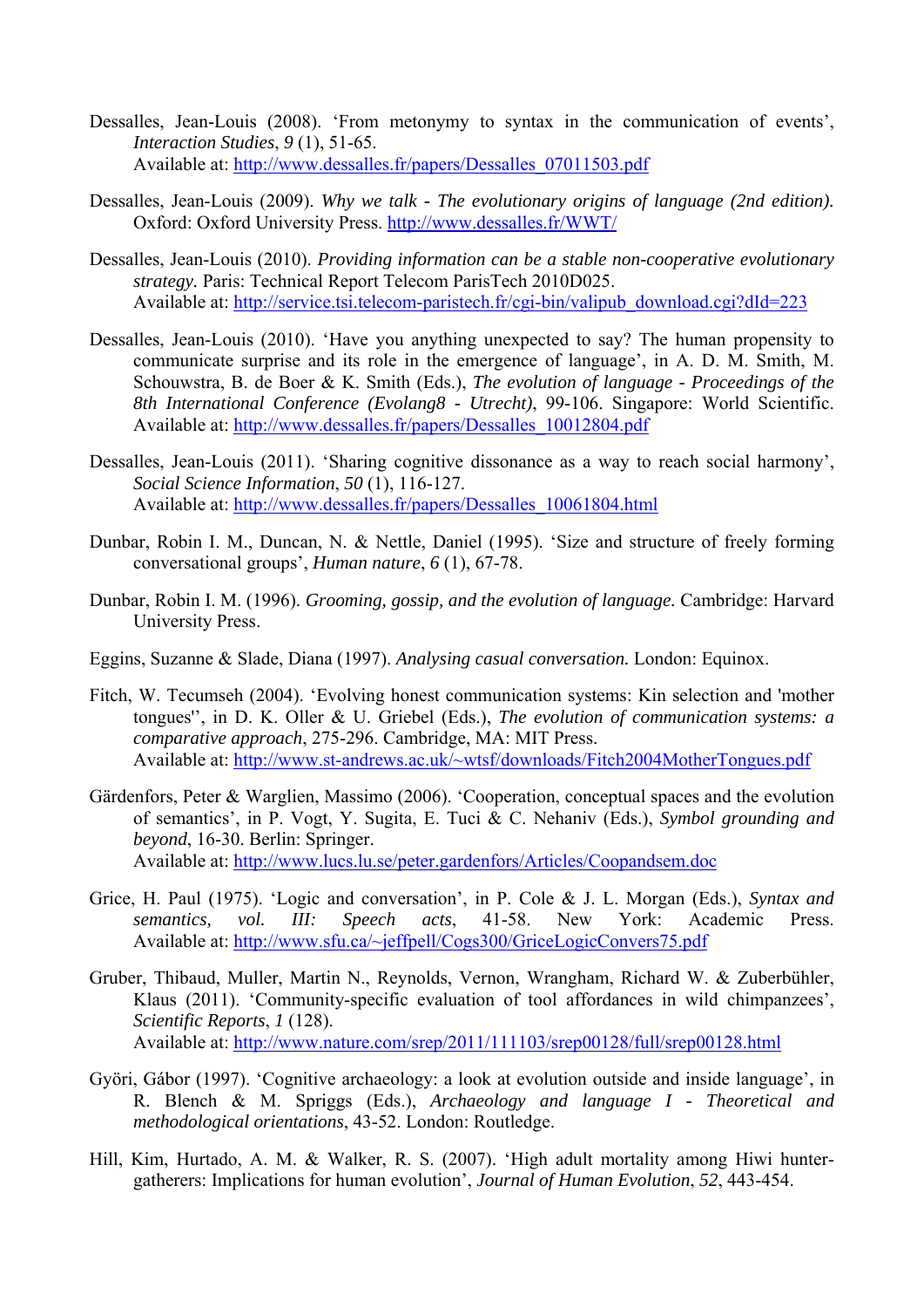Dessalles, Jean-Louis (2008). 'From metonymy to syntax in the communication of events', *Interaction Studies*, *9* (1), 51-65.
Available at: http://www.dessalles.fr/papers/Dessalles_07011503.pdf

Dessalles, Jean-Louis (2009). *Why we talk - The evolutionary origins of language (2nd edition).* Oxford: Oxford University Press. http://www.dessalles.fr/WWT/

Dessalles, Jean-Louis (2010). *Providing information can be a stable non-cooperative evolutionary strategy.* Paris: Technical Report Telecom ParisTech 2010D025.
Available at: http://service.tsi.telecom-paristech.fr/cgi-bin/valipub_download.cgi?dId=223

Dessalles, Jean-Louis (2010). 'Have you anything unexpected to say? The human propensity to communicate surprise and its role in the emergence of language', in A. D. M. Smith, M. Schouwstra, B. de Boer & K. Smith (Eds.), *The evolution of language - Proceedings of the 8th International Conference (Evolang8 - Utrecht)*, 99-106. Singapore: World Scientific.
Available at: http://www.dessalles.fr/papers/Dessalles_10012804.pdf

Dessalles, Jean-Louis (2011). 'Sharing cognitive dissonance as a way to reach social harmony', *Social Science Information*, *50* (1), 116-127.
Available at: http://www.dessalles.fr/papers/Dessalles_10061804.html

Dunbar, Robin I. M., Duncan, N. & Nettle, Daniel (1995). 'Size and structure of freely forming conversational groups', *Human nature*, *6* (1), 67-78.

Dunbar, Robin I. M. (1996). *Grooming, gossip, and the evolution of language.* Cambridge: Harvard University Press.

Eggins, Suzanne & Slade, Diana (1997). *Analysing casual conversation.* London: Equinox.

Fitch, W. Tecumseh (2004). 'Evolving honest communication systems: Kin selection and 'mother tongues'', in D. K. Oller & U. Griebel (Eds.), *The evolution of communication systems: a comparative approach*, 275-296. Cambridge, MA: MIT Press.
Available at: http://www.st-andrews.ac.uk/~wtsf/downloads/Fitch2004MotherTongues.pdf

Gärdenfors, Peter & Warglien, Massimo (2006). 'Cooperation, conceptual spaces and the evolution of semantics', in P. Vogt, Y. Sugita, E. Tuci & C. Nehaniv (Eds.), *Symbol grounding and beyond*, 16-30. Berlin: Springer.
Available at: http://www.lucs.lu.se/peter.gardenfors/Articles/Coopandsem.doc

Grice, H. Paul (1975). 'Logic and conversation', in P. Cole & J. L. Morgan (Eds.), *Syntax and semantics, vol. III: Speech acts*, 41-58. New York: Academic Press.
Available at: http://www.sfu.ca/~jeffpell/Cogs300/GriceLogicConvers75.pdf

Gruber, Thibaud, Muller, Martin N., Reynolds, Vernon, Wrangham, Richard W. & Zuberbühler, Klaus (2011). 'Community-specific evaluation of tool affordances in wild chimpanzees', *Scientific Reports*, *1* (128).
Available at: http://www.nature.com/srep/2011/111103/srep00128/full/srep00128.html

Györi, Gábor (1997). 'Cognitive archaeology: a look at evolution outside and inside language', in R. Blench & M. Spriggs (Eds.), *Archaeology and language I - Theoretical and methodological orientations*, 43-52. London: Routledge.

Hill, Kim, Hurtado, A. M. & Walker, R. S. (2007). 'High adult mortality among Hiwi hunter-gatherers: Implications for human evolution', *Journal of Human Evolution*, *52*, 443-454.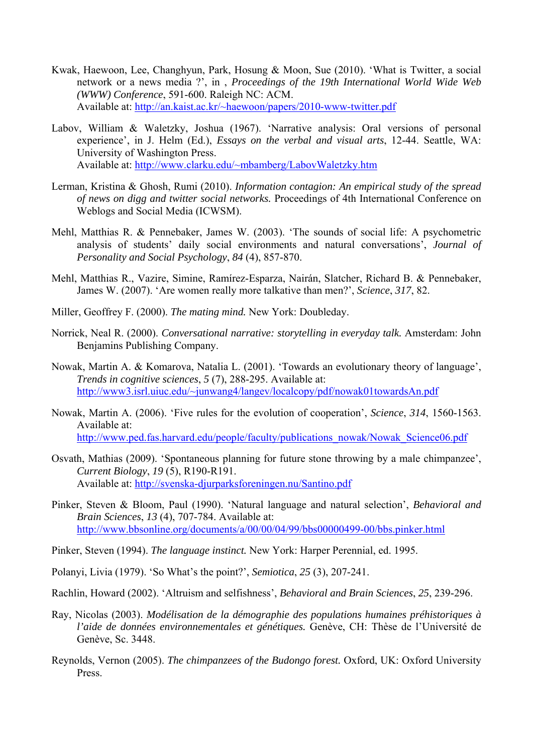Kwak, Haewoon, Lee, Changhyun, Park, Hosung & Moon, Sue (2010). 'What is Twitter, a social network or a news media ?', in , *Proceedings of the 19th International World Wide Web (WWW) Conference*, 591-600. Raleigh NC: ACM.
Available at: http://an.kaist.ac.kr/~haewoon/papers/2010-www-twitter.pdf

Labov, William & Waletzky, Joshua (1967). 'Narrative analysis: Oral versions of personal experience', in J. Helm (Ed.), *Essays on the verbal and visual arts*, 12-44. Seattle, WA: University of Washington Press.
Available at: http://www.clarku.edu/~mbamberg/LabovWaletzky.htm

Lerman, Kristina & Ghosh, Rumi (2010). *Information contagion: An empirical study of the spread of news on digg and twitter social networks.* Proceedings of 4th International Conference on Weblogs and Social Media (ICWSM).

Mehl, Matthias R. & Pennebaker, James W. (2003). 'The sounds of social life: A psychometric analysis of students' daily social environments and natural conversations', *Journal of Personality and Social Psychology*, *84* (4), 857-870.

Mehl, Matthias R., Vazire, Simine, Ramírez-Esparza, Nairán, Slatcher, Richard B. & Pennebaker, James W. (2007). 'Are women really more talkative than men?', *Science*, *317*, 82.

Miller, Geoffrey F. (2000). *The mating mind.* New York: Doubleday.

Norrick, Neal R. (2000). *Conversational narrative: storytelling in everyday talk.* Amsterdam: John Benjamins Publishing Company.

Nowak, Martin A. & Komarova, Natalia L. (2001). 'Towards an evolutionary theory of language', *Trends in cognitive sciences*, *5* (7), 288-295. Available at:
http://www3.isrl.uiuc.edu/~junwang4/langev/localcopy/pdf/nowak01towardsAn.pdf

Nowak, Martin A. (2006). 'Five rules for the evolution of cooperation', *Science*, *314*, 1560-1563. Available at:
http://www.ped.fas.harvard.edu/people/faculty/publications_nowak/Nowak_Science06.pdf

Osvath, Mathias (2009). 'Spontaneous planning for future stone throwing by a male chimpanzee', *Current Biology*, *19* (5), R190-R191.
Available at: http://svenska-djurparksforeningen.nu/Santino.pdf

Pinker, Steven & Bloom, Paul (1990). 'Natural language and natural selection', *Behavioral and Brain Sciences*, *13* (4), 707-784. Available at:
http://www.bbsonline.org/documents/a/00/00/04/99/bbs00000499-00/bbs.pinker.html

Pinker, Steven (1994). *The language instinct.* New York: Harper Perennial, ed. 1995.

Polanyi, Livia (1979). 'So What's the point?', *Semiotica*, *25* (3), 207-241.

Rachlin, Howard (2002). 'Altruism and selfishness', *Behavioral and Brain Sciences*, *25*, 239-296.

Ray, Nicolas (2003). *Modélisation de la démographie des populations humaines préhistoriques à l'aide de données environnementales et génétiques.* Genève, CH: Thèse de l'Université de Genève, Sc. 3448.

Reynolds, Vernon (2005). *The chimpanzees of the Budongo forest.* Oxford, UK: Oxford University Press.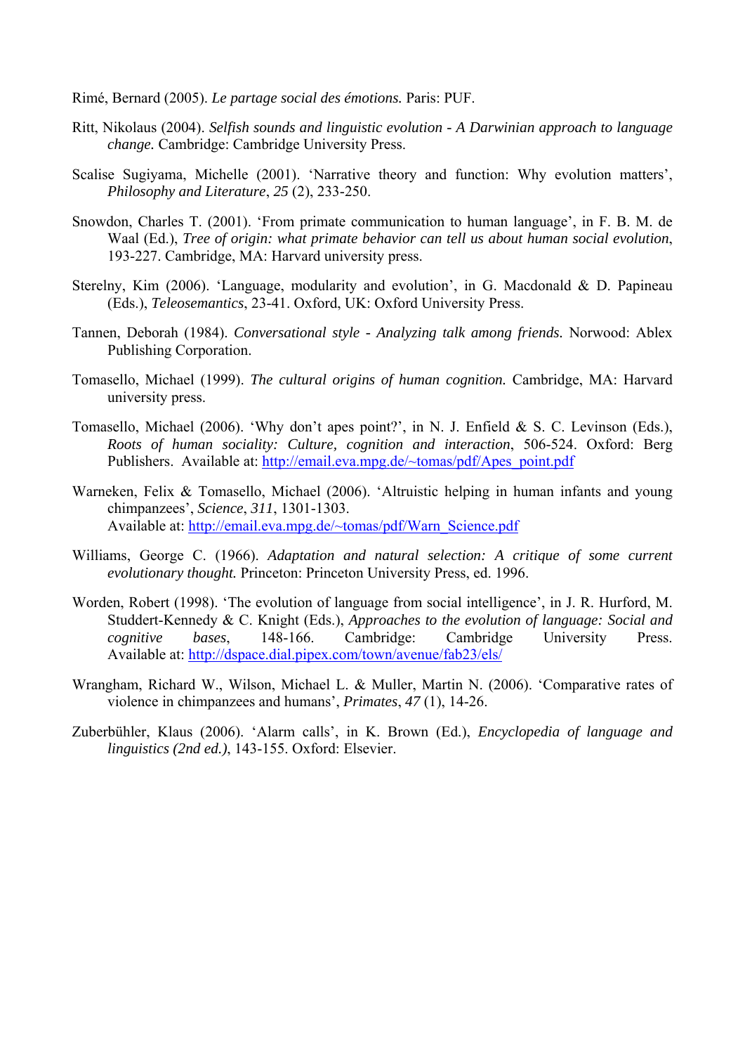Rimé, Bernard (2005). *Le partage social des émotions.* Paris: PUF.

Ritt, Nikolaus (2004). *Selfish sounds and linguistic evolution - A Darwinian approach to language change.* Cambridge: Cambridge University Press.

Scalise Sugiyama, Michelle (2001). 'Narrative theory and function: Why evolution matters', *Philosophy and Literature*, *25* (2), 233-250.

Snowdon, Charles T. (2001). 'From primate communication to human language', in F. B. M. de Waal (Ed.), *Tree of origin: what primate behavior can tell us about human social evolution*, 193-227. Cambridge, MA: Harvard university press.

Sterelny, Kim (2006). 'Language, modularity and evolution', in G. Macdonald & D. Papineau (Eds.), *Teleosemantics*, 23-41. Oxford, UK: Oxford University Press.

Tannen, Deborah (1984). *Conversational style - Analyzing talk among friends.* Norwood: Ablex Publishing Corporation.

Tomasello, Michael (1999). *The cultural origins of human cognition.* Cambridge, MA: Harvard university press.

Tomasello, Michael (2006). 'Why don't apes point?', in N. J. Enfield & S. C. Levinson (Eds.), *Roots of human sociality: Culture, cognition and interaction*, 506-524. Oxford: Berg Publishers. Available at: http://email.eva.mpg.de/~tomas/pdf/Apes_point.pdf

Warneken, Felix & Tomasello, Michael (2006). 'Altruistic helping in human infants and young chimpanzees', *Science*, *311*, 1301-1303.
Available at: http://email.eva.mpg.de/~tomas/pdf/Warn_Science.pdf

Williams, George C. (1966). *Adaptation and natural selection: A critique of some current evolutionary thought.* Princeton: Princeton University Press, ed. 1996.

Worden, Robert (1998). 'The evolution of language from social intelligence', in J. R. Hurford, M. Studdert-Kennedy & C. Knight (Eds.), *Approaches to the evolution of language: Social and cognitive bases*, 148-166. Cambridge: Cambridge University Press. Available at: http://dspace.dial.pipex.com/town/avenue/fab23/els/

Wrangham, Richard W., Wilson, Michael L. & Muller, Martin N. (2006). 'Comparative rates of violence in chimpanzees and humans', *Primates*, *47* (1), 14-26.

Zuberbühler, Klaus (2006). 'Alarm calls', in K. Brown (Ed.), *Encyclopedia of language and linguistics (2nd ed.)*, 143-155. Oxford: Elsevier.